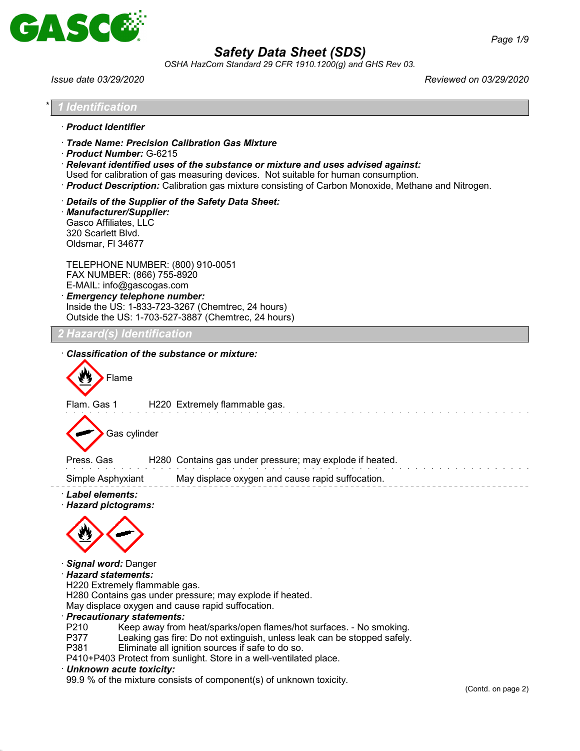# Safety Data Sheet (SDS)

*OSHA HazCom Standard 29 CFR 1910.1200(g) and GHS Rev 03.*

*Issue date 03/29/2020* | *Reviewed on 03/29/2020*

## * 1 Identification

· **Product Identifier**

· **Trade Name: Precision Calibration Gas Mixture**
· **Product Number:** G-6215
· **Relevant identified uses of the substance or mixture and uses advised against:**
Used for calibration of gas measuring devices. Not suitable for human consumption.
· **Product Description:** Calibration gas mixture consisting of Carbon Monoxide, Methane and Nitrogen.

· **Details of the Supplier of the Safety Data Sheet:**
· **Manufacturer/Supplier:**
Gasco Affiliates, LLC
320 Scarlett Blvd.
Oldsmar, Fl 34677

TELEPHONE NUMBER: (800) 910-0051
FAX NUMBER: (866) 755-8920
E-MAIL: info@gascogas.com
· **Emergency telephone number:**
Inside the US: 1-833-723-3267 (Chemtrec, 24 hours)
Outside the US: 1-703-527-3887 (Chemtrec, 24 hours)

## 2 Hazard(s) Identification

· **Classification of the substance or mixture:**

Flame

Flam. Gas 1 H220 Extremely flammable gas.

Gas cylinder

Press. Gas H280 Contains gas under pressure; may explode if heated.

Simple Asphyxiant May displace oxygen and cause rapid suffocation.

· **Label elements:**
· **Hazard pictograms:**

· **Signal word:** Danger
· **Hazard statements:**
H220 Extremely flammable gas.
H280 Contains gas under pressure; may explode if heated.
May displace oxygen and cause rapid suffocation.
· **Precautionary statements:**
P210 Keep away from heat/sparks/open flames/hot surfaces. - No smoking.
P377 Leaking gas fire: Do not extinguish, unless leak can be stopped safely.
P381 Eliminate all ignition sources if safe to do so.
P410+P403 Protect from sunlight. Store in a well-ventilated place.
· **Unknown acute toxicity:**
99.9 % of the mixture consists of component(s) of unknown toxicity.

(Contd. on page 2)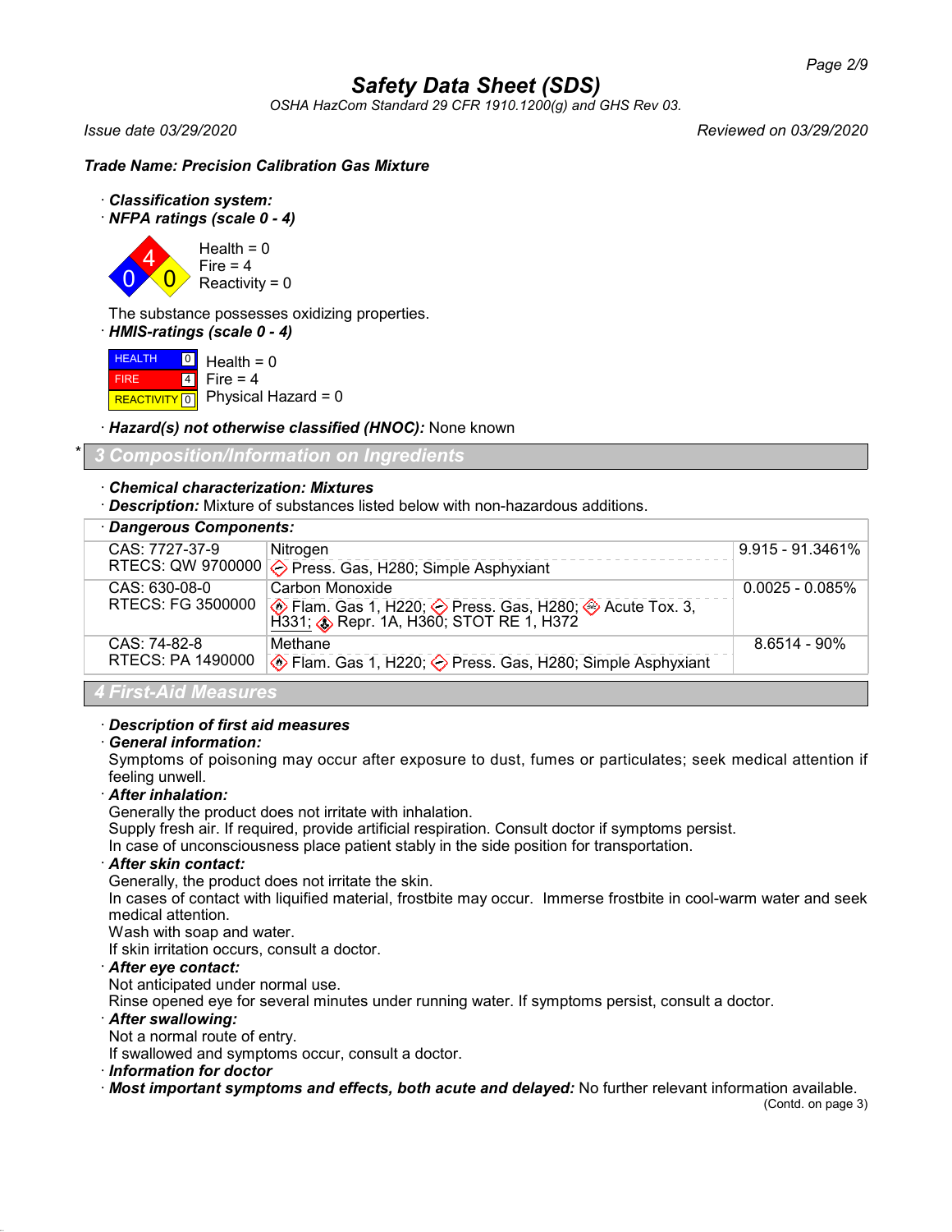# Safety Data Sheet (SDS)

*OSHA HazCom Standard 29 CFR 1910.1200(g) and GHS Rev 03.*

*Issue date 03/29/2020* *Reviewed on 03/29/2020*

**Trade Name: Precision Calibration Gas Mixture**

· ***Classification system:***

· ***NFPA ratings (scale 0 - 4)***

Health = 0
Fire = 4
Reactivity = 0

The substance possesses oxidizing properties.

· ***HMIS-ratings (scale 0 - 4)***

| | |
|---|---|
| HEALTH 0 | Health = 0 |
| FIRE 4 | Fire = 4 |
| REACTIVITY 0 | Physical Hazard = 0 |

· ***Hazard(s) not otherwise classified (HNOC):*** None known

## * 3 Composition/Information on Ingredients

· ***Chemical characterization: Mixtures***

· ***Description:*** Mixture of substances listed below with non-hazardous additions.

· ***Dangerous Components:***

| | | |
|---|---|---|
| CAS: 7727-37-9<br>RTECS: QW 9700000 | Nitrogen<br>Press. Gas, H280; Simple Asphyxiant | 9.915 - 91.3461% |
| CAS: 630-08-0<br>RTECS: FG 3500000 | Carbon Monoxide<br>Flam. Gas 1, H220; Press. Gas, H280; Acute Tox. 3, H331; Repr. 1A, H360; STOT RE 1, H372 | 0.0025 - 0.085% |
| CAS: 74-82-8<br>RTECS: PA 1490000 | Methane<br>Flam. Gas 1, H220; Press. Gas, H280; Simple Asphyxiant | 8.6514 - 90% |

## 4 First-Aid Measures

· ***Description of first aid measures***

· ***General information:***
Symptoms of poisoning may occur after exposure to dust, fumes or particulates; seek medical attention if feeling unwell.

· ***After inhalation:***
Generally the product does not irritate with inhalation.
Supply fresh air. If required, provide artificial respiration. Consult doctor if symptoms persist.
In case of unconsciousness place patient stably in the side position for transportation.

· ***After skin contact:***
Generally, the product does not irritate the skin.
In cases of contact with liquified material, frostbite may occur. Immerse frostbite in cool-warm water and seek medical attention.
Wash with soap and water.
If skin irritation occurs, consult a doctor.

· ***After eye contact:***
Not anticipated under normal use.
Rinse opened eye for several minutes under running water. If symptoms persist, consult a doctor.

· ***After swallowing:***
Not a normal route of entry.
If swallowed and symptoms occur, consult a doctor.

· ***Information for doctor***

· ***Most important symptoms and effects, both acute and delayed:*** No further relevant information available.

(Contd. on page 3)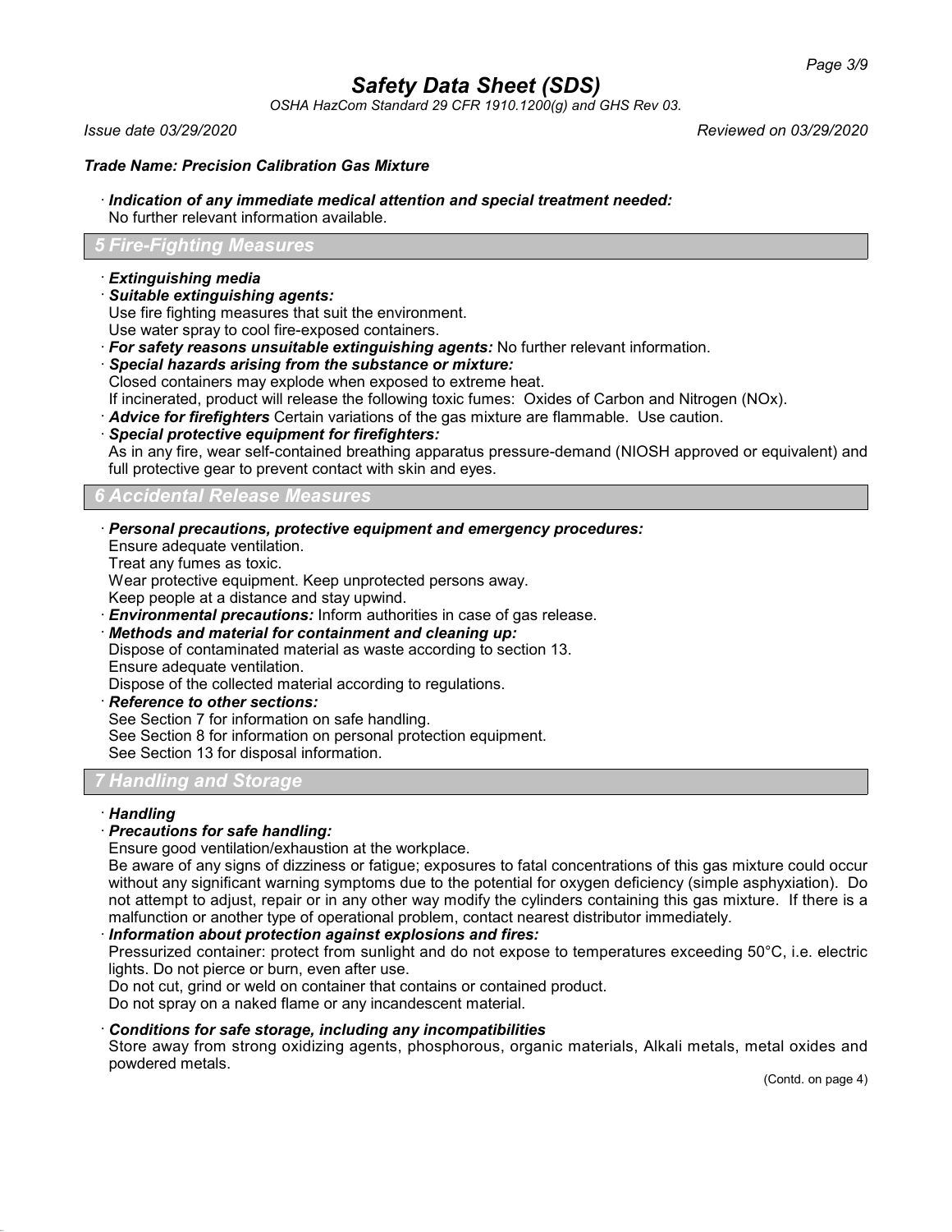# Safety Data Sheet (SDS)

*OSHA HazCom Standard 29 CFR 1910.1200(g) and GHS Rev 03.*

*Issue date 03/29/2020* *Reviewed on 03/29/2020*

***Trade Name: Precision Calibration Gas Mixture***

· ***Indication of any immediate medical attention and special treatment needed:***
No further relevant information available.

## 5 Fire-Fighting Measures

· ***Extinguishing media***
· ***Suitable extinguishing agents:***
Use fire fighting measures that suit the environment.
Use water spray to cool fire-exposed containers.
· ***For safety reasons unsuitable extinguishing agents:*** No further relevant information.
· ***Special hazards arising from the substance or mixture:***
Closed containers may explode when exposed to extreme heat.
If incinerated, product will release the following toxic fumes: Oxides of Carbon and Nitrogen (NOx).
· ***Advice for firefighters*** Certain variations of the gas mixture are flammable. Use caution.
· ***Special protective equipment for firefighters:***
As in any fire, wear self-contained breathing apparatus pressure-demand (NIOSH approved or equivalent) and full protective gear to prevent contact with skin and eyes.

## 6 Accidental Release Measures

· ***Personal precautions, protective equipment and emergency procedures:***
Ensure adequate ventilation.
Treat any fumes as toxic.
Wear protective equipment. Keep unprotected persons away.
Keep people at a distance and stay upwind.
· ***Environmental precautions:*** Inform authorities in case of gas release.
· ***Methods and material for containment and cleaning up:***
Dispose of contaminated material as waste according to section 13.
Ensure adequate ventilation.
Dispose of the collected material according to regulations.
· ***Reference to other sections:***
See Section 7 for information on safe handling.
See Section 8 for information on personal protection equipment.
See Section 13 for disposal information.

## 7 Handling and Storage

· ***Handling***
· ***Precautions for safe handling:***
Ensure good ventilation/exhaustion at the workplace.
Be aware of any signs of dizziness or fatigue; exposures to fatal concentrations of this gas mixture could occur without any significant warning symptoms due to the potential for oxygen deficiency (simple asphyxiation). Do not attempt to adjust, repair or in any other way modify the cylinders containing this gas mixture. If there is a malfunction or another type of operational problem, contact nearest distributor immediately.
· ***Information about protection against explosions and fires:***
Pressurized container: protect from sunlight and do not expose to temperatures exceeding 50°C, i.e. electric lights. Do not pierce or burn, even after use.
Do not cut, grind or weld on container that contains or contained product.
Do not spray on a naked flame or any incandescent material.

· ***Conditions for safe storage, including any incompatibilities***
Store away from strong oxidizing agents, phosphorous, organic materials, Alkali metals, metal oxides and powdered metals.

(Contd. on page 4)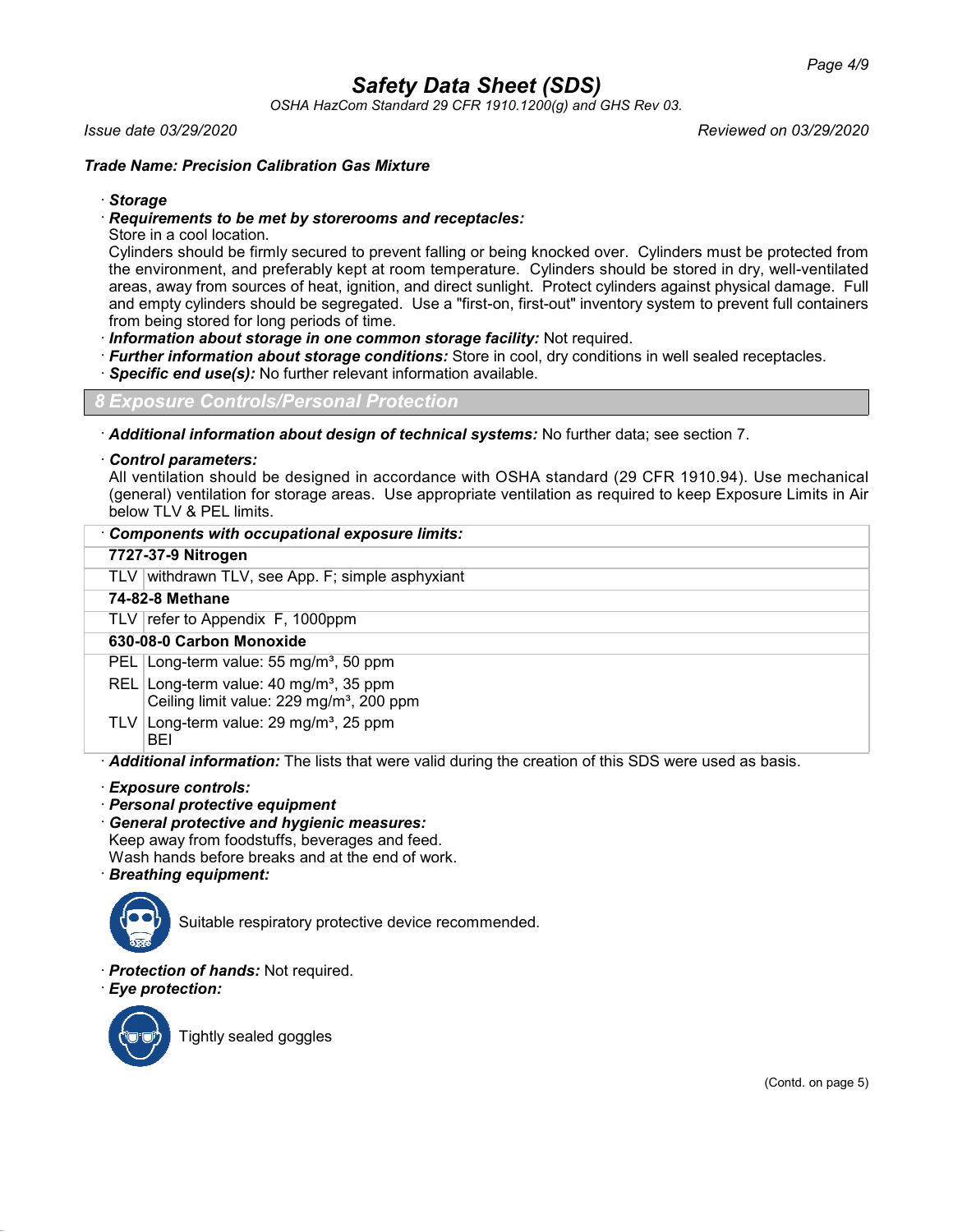## Safety Data Sheet (SDS)

*OSHA HazCom Standard 29 CFR 1910.1200(g) and GHS Rev 03.*

*Issue date 03/29/2020* *Reviewed on 03/29/2020*

***Trade Name: Precision Calibration Gas Mixture***

· ***Storage***

· ***Requirements to be met by storerooms and receptacles:***

Store in a cool location.

Cylinders should be firmly secured to prevent falling or being knocked over. Cylinders must be protected from the environment, and preferably kept at room temperature. Cylinders should be stored in dry, well-ventilated areas, away from sources of heat, ignition, and direct sunlight. Protect cylinders against physical damage. Full and empty cylinders should be segregated. Use a "first-on, first-out" inventory system to prevent full containers from being stored for long periods of time.

· ***Information about storage in one common storage facility:*** Not required.

· ***Further information about storage conditions:*** Store in cool, dry conditions in well sealed receptacles.

· ***Specific end use(s):*** No further relevant information available.

## 8 Exposure Controls/Personal Protection

· ***Additional information about design of technical systems:*** No further data; see section 7.

· ***Control parameters:***

All ventilation should be designed in accordance with OSHA standard (29 CFR 1910.94). Use mechanical (general) ventilation for storage areas. Use appropriate ventilation as required to keep Exposure Limits in Air below TLV & PEL limits.

| · ***Components with occupational exposure limits:*** | |
|---|---|
| **7727-37-9 Nitrogen** | |
| TLV | withdrawn TLV, see App. F; simple asphyxiant |
| **74-82-8 Methane** | |
| TLV | refer to Appendix F, 1000ppm |
| **630-08-0 Carbon Monoxide** | |
| PEL | Long-term value: 55 mg/m³, 50 ppm |
| REL | Long-term value: 40 mg/m³, 35 ppm<br>Ceiling limit value: 229 mg/m³, 200 ppm |
| TLV | Long-term value: 29 mg/m³, 25 ppm<br>BEI |

· ***Additional information:*** The lists that were valid during the creation of this SDS were used as basis.

· ***Exposure controls:***

· ***Personal protective equipment***

· ***General protective and hygienic measures:***

Keep away from foodstuffs, beverages and feed.

Wash hands before breaks and at the end of work.

· ***Breathing equipment:***

Suitable respiratory protective device recommended.

· ***Protection of hands:*** Not required.

· ***Eye protection:***

Tightly sealed goggles

(Contd. on page 5)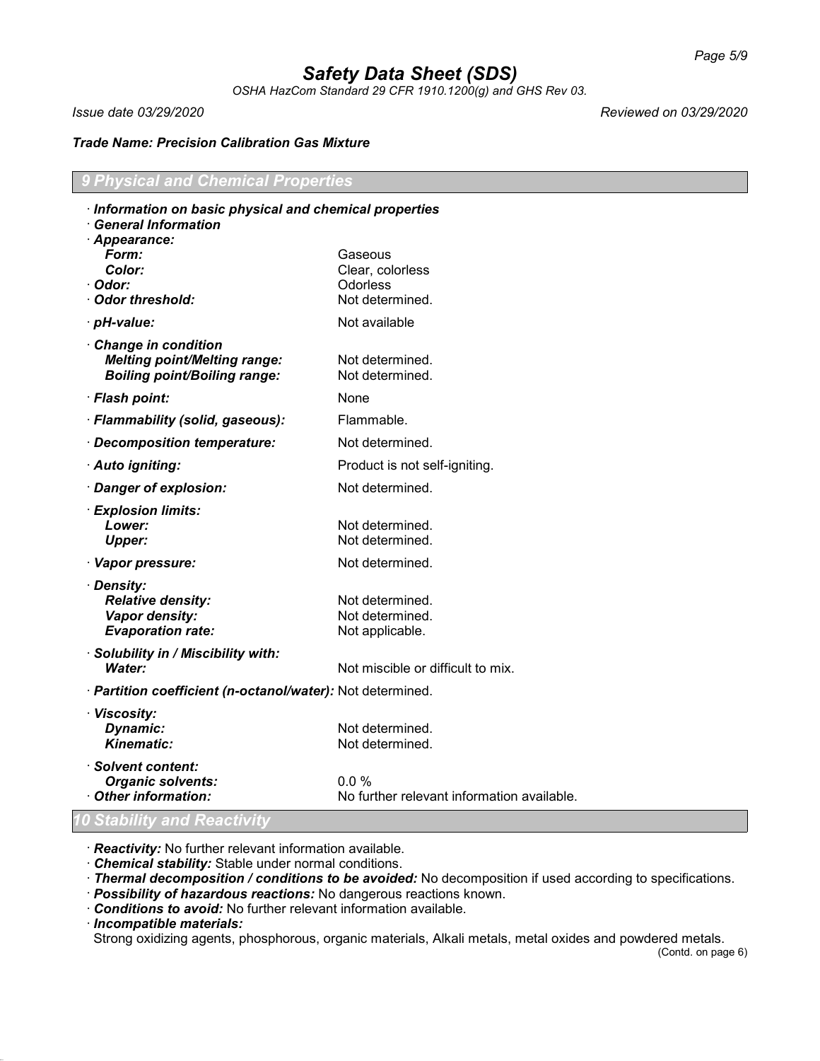## 9 Physical and Chemical Properties

· ***Information on basic physical and chemical properties***

· ***General Information***

| Property | Value |
|---|---|
| · ***Appearance:*** | |
| ***Form:*** | Gaseous |
| ***Color:*** | Clear, colorless |
| · ***Odor:*** | Odorless |
| · ***Odor threshold:*** | Not determined. |
| · ***pH-value:*** | Not available |
| · ***Change in condition*** | |
| ***Melting point/Melting range:*** | Not determined. |
| ***Boiling point/Boiling range:*** | Not determined. |
| · ***Flash point:*** | None |
| · ***Flammability (solid, gaseous):*** | Flammable. |
| · ***Decomposition temperature:*** | Not determined. |
| · ***Auto igniting:*** | Product is not self-igniting. |
| · ***Danger of explosion:*** | Not determined. |
| · ***Explosion limits:*** | |
| ***Lower:*** | Not determined. |
| ***Upper:*** | Not determined. |
| · ***Vapor pressure:*** | Not determined. |
| · ***Density:*** | |
| ***Relative density:*** | Not determined. |
| ***Vapor density:*** | Not determined. |
| ***Evaporation rate:*** | Not applicable. |
| · ***Solubility in / Miscibility with:*** | |
| ***Water:*** | Not miscible or difficult to mix. |
| · ***Partition coefficient (n-octanol/water):*** | Not determined. |
| · ***Viscosity:*** | |
| ***Dynamic:*** | Not determined. |
| ***Kinematic:*** | Not determined. |
| · ***Solvent content:*** | |
| ***Organic solvents:*** | 0.0 % |
| · ***Other information:*** | No further relevant information available. |

## 10 Stability and Reactivity

· ***Reactivity:*** No further relevant information available.

· ***Chemical stability:*** Stable under normal conditions.

· ***Thermal decomposition / conditions to be avoided:*** No decomposition if used according to specifications.

· ***Possibility of hazardous reactions:*** No dangerous reactions known.

· ***Conditions to avoid:*** No further relevant information available.

· ***Incompatible materials:***

Strong oxidizing agents, phosphorous, organic materials, Alkali metals, metal oxides and powdered metals.

(Contd. on page 6)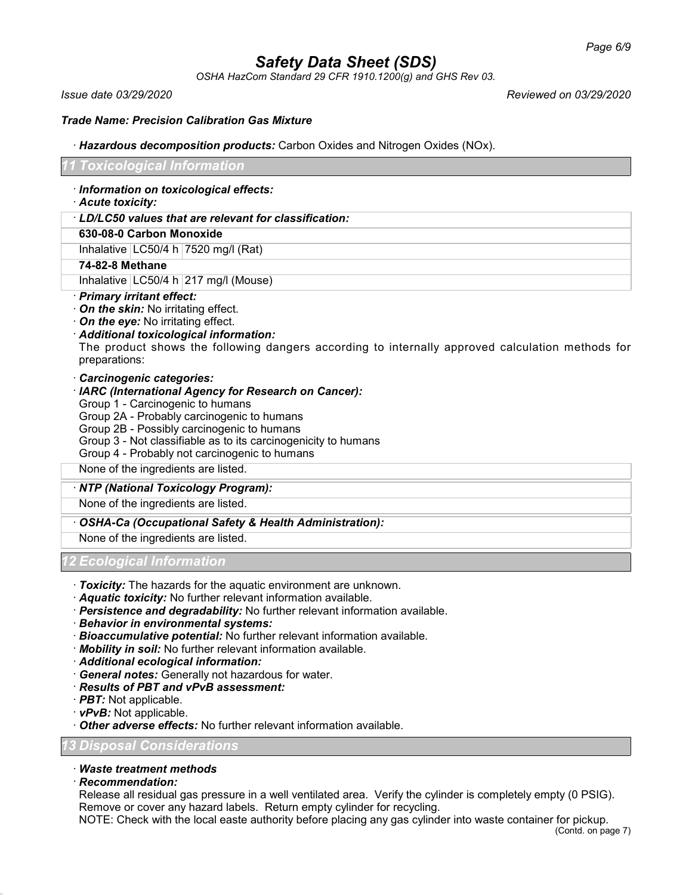*Trade Name: Precision Calibration Gas Mixture*

· ***Hazardous decomposition products:*** Carbon Oxides and Nitrogen Oxides (NOx).

## 11 Toxicological Information

· ***Information on toxicological effects:***

· ***Acute toxicity:***

· ***LD/LC50 values that are relevant for classification:***

| | | |
|---|---|---|
| **630-08-0 Carbon Monoxide** | | |
| Inhalative | LC50/4 h | 7520 mg/l (Rat) |
| **74-82-8 Methane** | | |
| Inhalative | LC50/4 h | 217 mg/l (Mouse) |

· ***Primary irritant effect:***

· ***On the skin:*** No irritating effect.

· ***On the eye:*** No irritating effect.

· ***Additional toxicological information:***

The product shows the following dangers according to internally approved calculation methods for preparations:

· ***Carcinogenic categories:***

· ***IARC (International Agency for Research on Cancer):***

Group 1 - Carcinogenic to humans
Group 2A - Probably carcinogenic to humans
Group 2B - Possibly carcinogenic to humans
Group 3 - Not classifiable as to its carcinogenicity to humans
Group 4 - Probably not carcinogenic to humans

None of the ingredients are listed.

· ***NTP (National Toxicology Program):***

None of the ingredients are listed.

· ***OSHA-Ca (Occupational Safety & Health Administration):***

None of the ingredients are listed.

## 12 Ecological Information

· ***Toxicity:*** The hazards for the aquatic environment are unknown.

· ***Aquatic toxicity:*** No further relevant information available.

· ***Persistence and degradability:*** No further relevant information available.

· ***Behavior in environmental systems:***

· ***Bioaccumulative potential:*** No further relevant information available.

· ***Mobility in soil:*** No further relevant information available.

· ***Additional ecological information:***

· ***General notes:*** Generally not hazardous for water.

· ***Results of PBT and vPvB assessment:***

· ***PBT:*** Not applicable.

· ***vPvB:*** Not applicable.

· ***Other adverse effects:*** No further relevant information available.

## 13 Disposal Considerations

· ***Waste treatment methods***

· ***Recommendation:***

Release all residual gas pressure in a well ventilated area. Verify the cylinder is completely empty (0 PSIG). Remove or cover any hazard labels. Return empty cylinder for recycling.

NOTE: Check with the local easte authority before placing any gas cylinder into waste container for pickup.

(Contd. on page 7)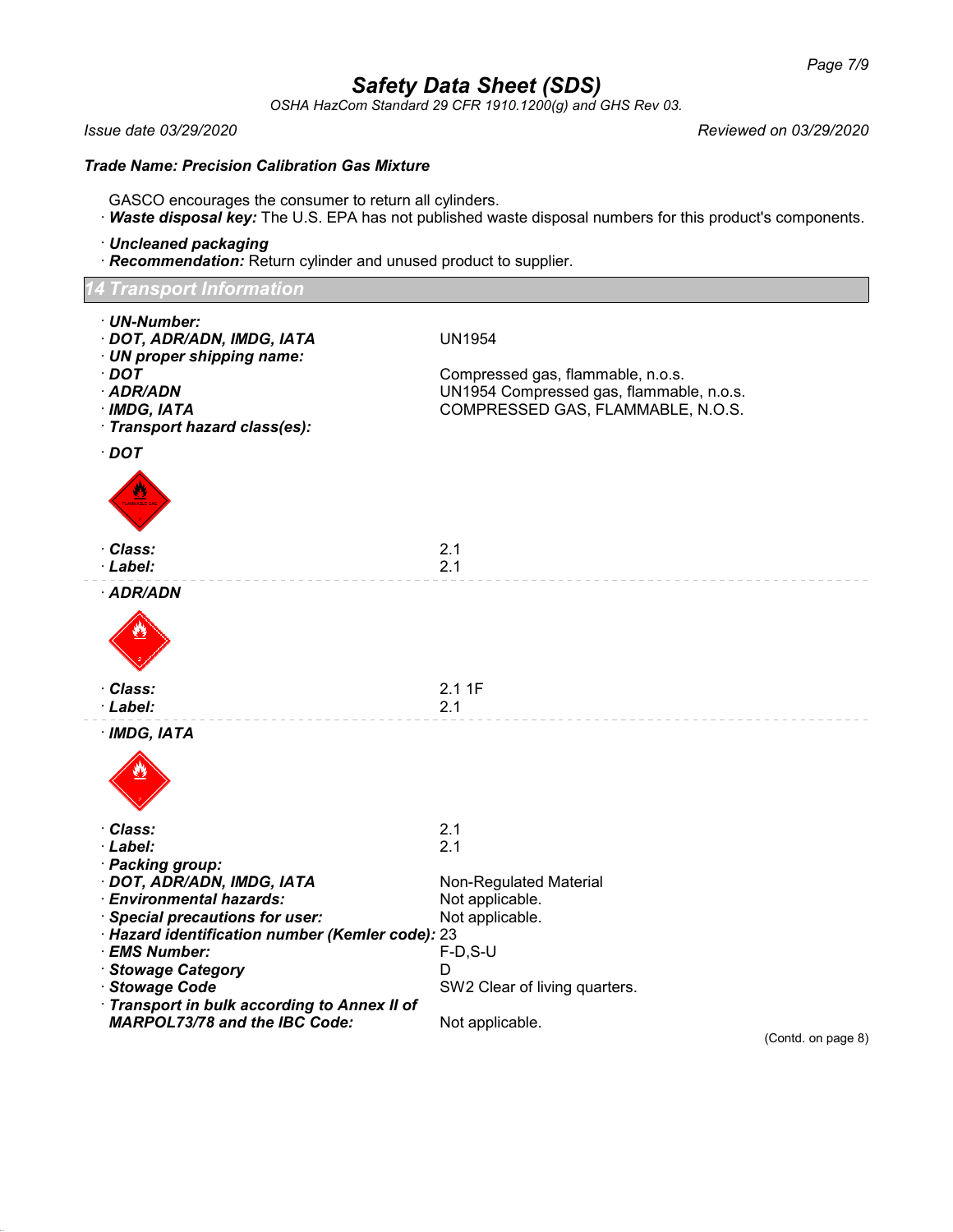Trade Name: Precision Calibration Gas Mixture

GASCO encourages the consumer to return all cylinders.

· **Waste disposal key:** The U.S. EPA has not published waste disposal numbers for this product's components.

· ***Uncleaned packaging***

· ***Recommendation:*** Return cylinder and unused product to supplier.

## 14 Transport Information

· ***UN-Number:***

· ***DOT, ADR/ADN, IMDG, IATA*** UN1954

· ***UN proper shipping name:***

· ***DOT*** Compressed gas, flammable, n.o.s.

· ***ADR/ADN*** UN1954 Compressed gas, flammable, n.o.s.

· ***IMDG, IATA*** COMPRESSED GAS, FLAMMABLE, N.O.S.

· ***Transport hazard class(es):***

· ***DOT***

· ***Class:*** 2.1

· ***Label:*** 2.1

· ***ADR/ADN***

· ***Class:*** 2.1 1F

· ***Label:*** 2.1

· ***IMDG, IATA***

· ***Class:*** 2.1

· ***Label:*** 2.1

· ***Packing group:***

· ***DOT, ADR/ADN, IMDG, IATA*** Non-Regulated Material

· ***Environmental hazards:*** Not applicable.

· ***Special precautions for user:*** Not applicable.

· ***Hazard identification number (Kemler code):*** 23

· ***EMS Number:*** F-D,S-U

· ***Stowage Category*** D

· ***Stowage Code*** SW2 Clear of living quarters.

· ***Transport in bulk according to Annex II of MARPOL73/78 and the IBC Code:*** Not applicable.

(Contd. on page 8)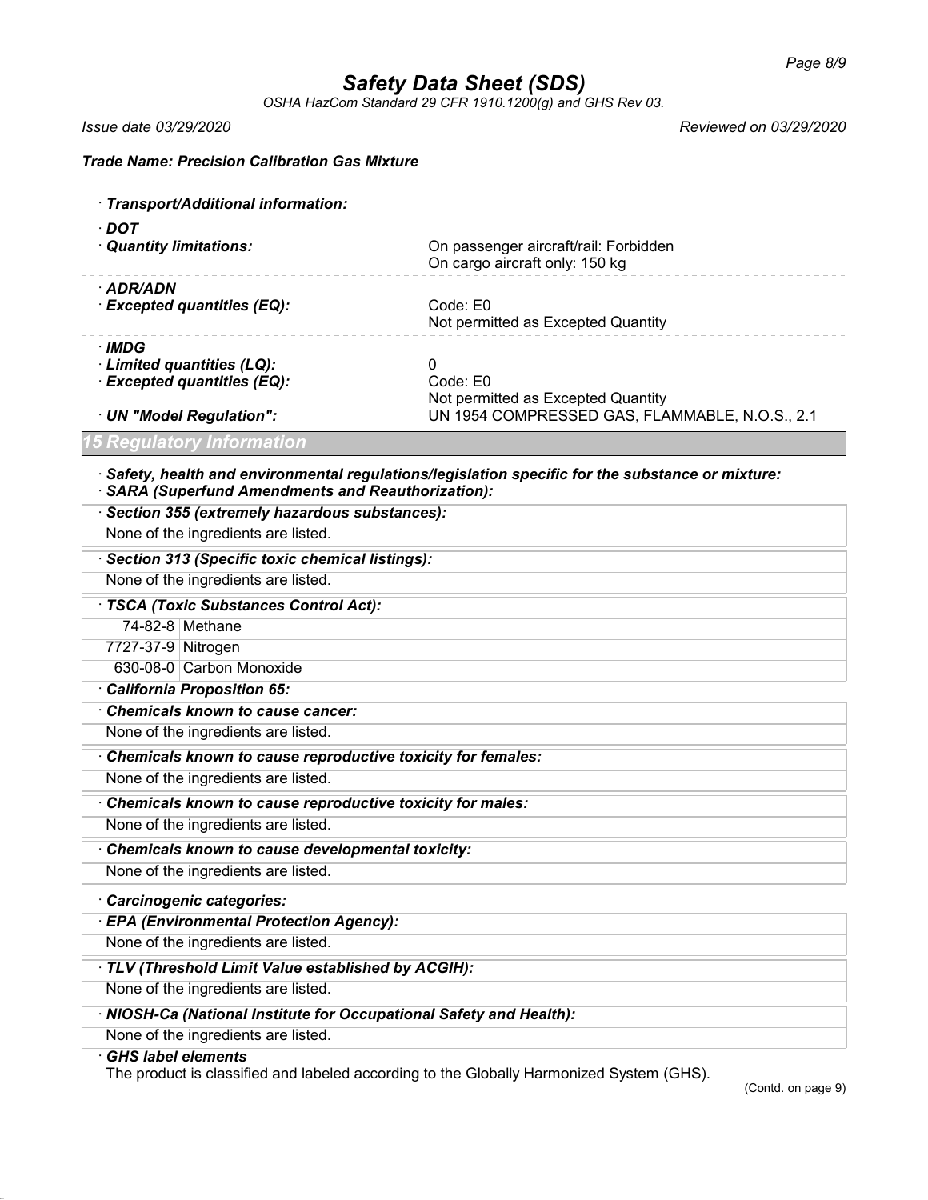*Trade Name: Precision Calibration Gas Mixture*

· **Transport/Additional information:**

· **DOT**

· **Quantity limitations:** On passenger aircraft/rail: Forbidden
On cargo aircraft only: 150 kg

· **ADR/ADN**

· **Excepted quantities (EQ):** Code: E0
Not permitted as Excepted Quantity

· **IMDG**

· **Limited quantities (LQ):** 0

· **Excepted quantities (EQ):** Code: E0
Not permitted as Excepted Quantity

· **UN "Model Regulation":** UN 1954 COMPRESSED GAS, FLAMMABLE, N.O.S., 2.1

## 15 Regulatory Information

· **Safety, health and environmental regulations/legislation specific for the substance or mixture:**

· **SARA (Superfund Amendments and Reauthorization):**

· **Section 355 (extremely hazardous substances):**

None of the ingredients are listed.

· **Section 313 (Specific toxic chemical listings):**

None of the ingredients are listed.

· **TSCA (Toxic Substances Control Act):**

| | |
|---|---|
| 74-82-8 | Methane |
| 7727-37-9 | Nitrogen |
| 630-08-0 | Carbon Monoxide |

· **California Proposition 65:**

· **Chemicals known to cause cancer:**

None of the ingredients are listed.

· **Chemicals known to cause reproductive toxicity for females:**

None of the ingredients are listed.

· **Chemicals known to cause reproductive toxicity for males:**

None of the ingredients are listed.

· **Chemicals known to cause developmental toxicity:**

None of the ingredients are listed.

· **Carcinogenic categories:**

· **EPA (Environmental Protection Agency):**

None of the ingredients are listed.

· **TLV (Threshold Limit Value established by ACGIH):**

None of the ingredients are listed.

· **NIOSH-Ca (National Institute for Occupational Safety and Health):**

None of the ingredients are listed.

· **GHS label elements**

The product is classified and labeled according to the Globally Harmonized System (GHS).

(Contd. on page 9)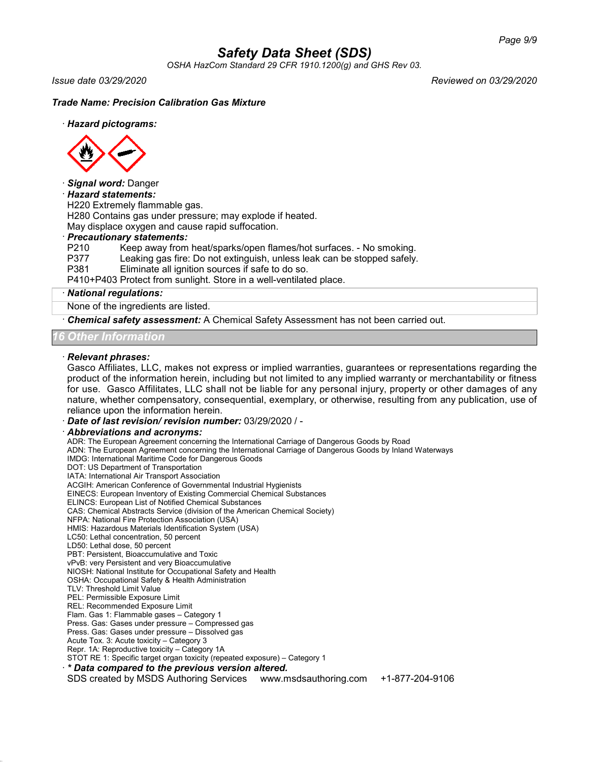# Safety Data Sheet (SDS)

*OSHA HazCom Standard 29 CFR 1910.1200(g) and GHS Rev 03.*

*Issue date 03/29/2020* *Reviewed on 03/29/2020*

***Trade Name: Precision Calibration Gas Mixture***

· ***Hazard pictograms:***

· ***Signal word:*** Danger

· ***Hazard statements:***

H220 Extremely flammable gas.
H280 Contains gas under pressure; may explode if heated.
May displace oxygen and cause rapid suffocation.

· ***Precautionary statements:***

P210 Keep away from heat/sparks/open flames/hot surfaces. - No smoking.
P377 Leaking gas fire: Do not extinguish, unless leak can be stopped safely.
P381 Eliminate all ignition sources if safe to do so.
P410+P403 Protect from sunlight. Store in a well-ventilated place.

· ***National regulations:***

None of the ingredients are listed.

· ***Chemical safety assessment:*** A Chemical Safety Assessment has not been carried out.

## 16 Other Information

· ***Relevant phrases:***

Gasco Affiliates, LLC, makes not express or implied warranties, guarantees or representations regarding the product of the information herein, including but not limited to any implied warranty or merchantability or fitness for use. Gasco Affilitates, LLC shall not be liable for any personal injury, property or other damages of any nature, whether compensatory, consequential, exemplary, or otherwise, resulting from any publication, use of reliance upon the information herein.

· ***Date of last revision/ revision number:*** 03/29/2020 / -

· ***Abbreviations and acronyms:***

ADR: The European Agreement concerning the International Carriage of Dangerous Goods by Road
ADN: The European Agreement concerning the International Carriage of Dangerous Goods by Inland Waterways
IMDG: International Maritime Code for Dangerous Goods
DOT: US Department of Transportation
IATA: International Air Transport Association
ACGIH: American Conference of Governmental Industrial Hygienists
EINECS: European Inventory of Existing Commercial Chemical Substances
ELINCS: European List of Notified Chemical Substances
CAS: Chemical Abstracts Service (division of the American Chemical Society)
NFPA: National Fire Protection Association (USA)
HMIS: Hazardous Materials Identification System (USA)
LC50: Lethal concentration, 50 percent
LD50: Lethal dose, 50 percent
PBT: Persistent, Bioaccumulative and Toxic
vPvB: very Persistent and very Bioaccumulative
NIOSH: National Institute for Occupational Safety and Health
OSHA: Occupational Safety & Health Administration
TLV: Threshold Limit Value
PEL: Permissible Exposure Limit
REL: Recommended Exposure Limit
Flam. Gas 1: Flammable gases – Category 1
Press. Gas: Gases under pressure – Compressed gas
Press. Gas: Gases under pressure – Dissolved gas
Acute Tox. 3: Acute toxicity – Category 3
Repr. 1A: Reproductive toxicity – Category 1A
STOT RE 1: Specific target organ toxicity (repeated exposure) – Category 1

· ***\* Data compared to the previous version altered.***

SDS created by MSDS Authoring Services www.msdsauthoring.com +1-877-204-9106